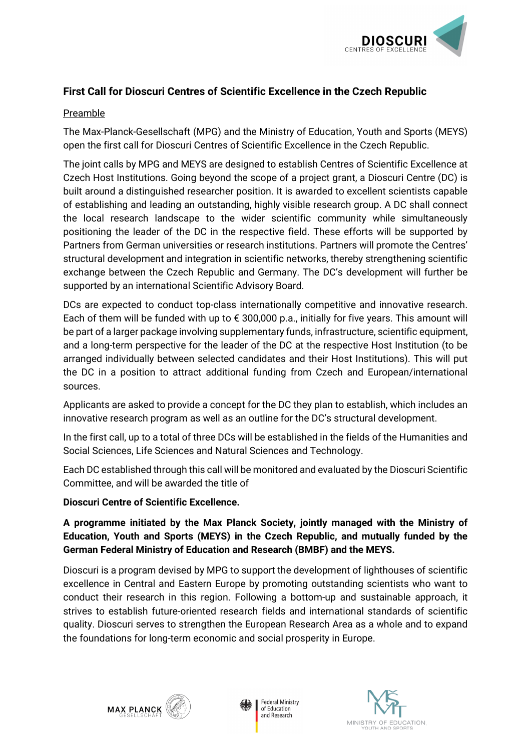# First Call for Dioscuri Centres of Scientific Excellence in the Czech Republic

## Preamble

The Max-Planck-Gesellschaft (MPG) and the Ministry of Education, Youth and Sports (MEYS) open the first call for Dioscuri Centres of Scientific Excellence in the Czech Republic.

The joint calls by MPG and MEYS are designed to establish Centres of Scientific Excellence at Czech Host Institutions. Going beyond the scope of a project grant, a Dioscuri Centre (DC) is built around a distinguished researcher position. It is awarded to excellent scientists capable of establishing and leading an outstanding, highly visible research group. A DC shall connect the local research landscape to the wider scientific community while simultaneously positioning the leader of the DC in the respective field. These efforts will be supported by Partners from German universities or research institutions. Partners will promote the Centres' structural development and integration in scientific networks, thereby strengthening scientific exchange between the Czech Republic and Germany. The DC's development will further be supported by an international Scientific Advisory Board.

DCs are expected to conduct top-class internationally competitive and innovative research. Each of them will be funded with up to € 300,000 p.a., initially for five years. This amount will be part of a larger package involving supplementary funds, infrastructure, scientific equipment, and a long-term perspective for the leader of the DC at the respective Host Institution (to be arranged individually between selected candidates and their Host Institutions). This will put the DC in a position to attract additional funding from Czech and European/international sources.

Applicants are asked to provide a concept for the DC they plan to establish, which includes an innovative research program as well as an outline for the DC's structural development.

In the first call, up to a total of three DCs will be established in the fields of the Humanities and Social Sciences, Life Sciences and Natural Sciences and Technology.

Each DC established through this call will be monitored and evaluated by the Dioscuri Scientific Committee, and will be awarded the title of

**Dioscuri Centre of Scientific Excellence.**

**A programme initiated by the Max Planck Society, jointly managed with the Ministry of Education, Youth and Sports (MEYS) in the Czech Republic, and mutually funded by the German Federal Ministry of Education and Research (BMBF) and the MEYS.**

Dioscuri is a program devised by MPG to support the development of lighthouses of scientific excellence in Central and Eastern Europe by promoting outstanding scientists who want to conduct their research in this region. Following a bottom-up and sustainable approach, it strives to establish future-oriented research fields and international standards of scientific quality. Dioscuri serves to strengthen the European Research Area as a whole and to expand the foundations for long-term economic and social prosperity in Europe.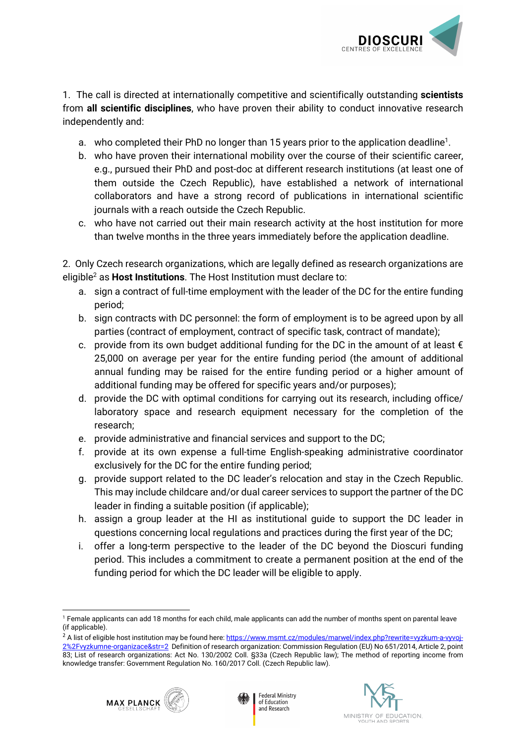1. The call is directed at internationally competitive and scientifically outstanding **scientists** from **all scientific disciplines**, who have proven their ability to conduct innovative research independently and:

   a. who completed their PhD no longer than 15 years prior to the application deadline[1].
   b. who have proven their international mobility over the course of their scientific career, e.g., pursued their PhD and post-doc at different research institutions (at least one of them outside the Czech Republic), have established a network of international collaborators and have a strong record of publications in international scientific journals with a reach outside the Czech Republic.
   c. who have not carried out their main research activity at the host institution for more than twelve months in the three years immediately before the application deadline.

2. Only Czech research organizations, which are legally defined as research organizations are eligible[2] as **Host Institutions**. The Host Institution must declare to:

   a. sign a contract of full-time employment with the leader of the DC for the entire funding period;
   b. sign contracts with DC personnel: the form of employment is to be agreed upon by all parties (contract of employment, contract of specific task, contract of mandate);
   c. provide from its own budget additional funding for the DC in the amount of at least € 25,000 on average per year for the entire funding period (the amount of additional annual funding may be raised for the entire funding period or a higher amount of additional funding may be offered for specific years and/or purposes);
   d. provide the DC with optimal conditions for carrying out its research, including office/ laboratory space and research equipment necessary for the completion of the research;
   e. provide administrative and financial services and support to the DC;
   f. provide at its own expense a full-time English-speaking administrative coordinator exclusively for the DC for the entire funding period;
   g. provide support related to the DC leader's relocation and stay in the Czech Republic. This may include childcare and/or dual career services to support the partner of the DC leader in finding a suitable position (if applicable);
   h. assign a group leader at the HI as institutional guide to support the DC leader in questions concerning local regulations and practices during the first year of the DC;
   i. offer a long-term perspective to the leader of the DC beyond the Dioscuri funding period. This includes a commitment to create a permanent position at the end of the funding period for which the DC leader will be eligible to apply.

---

[1] Female applicants can add 18 months for each child, male applicants can add the number of months spent on parental leave (if applicable).

[2] A list of eligible host institution may be found here: https://www.msmt.cz/modules/marwel/index.php?rewrite=vyzkum-a-vyvoj-2%2Fvyzkumne-organizace&str=2 Definition of research organization: Commission Regulation (EU) No 651/2014, Article 2, point 83; List of research organizations: Act No. 130/2002 Coll. §33a (Czech Republic law); The method of reporting income from knowledge transfer: Government Regulation No. 160/2017 Coll. (Czech Republic law).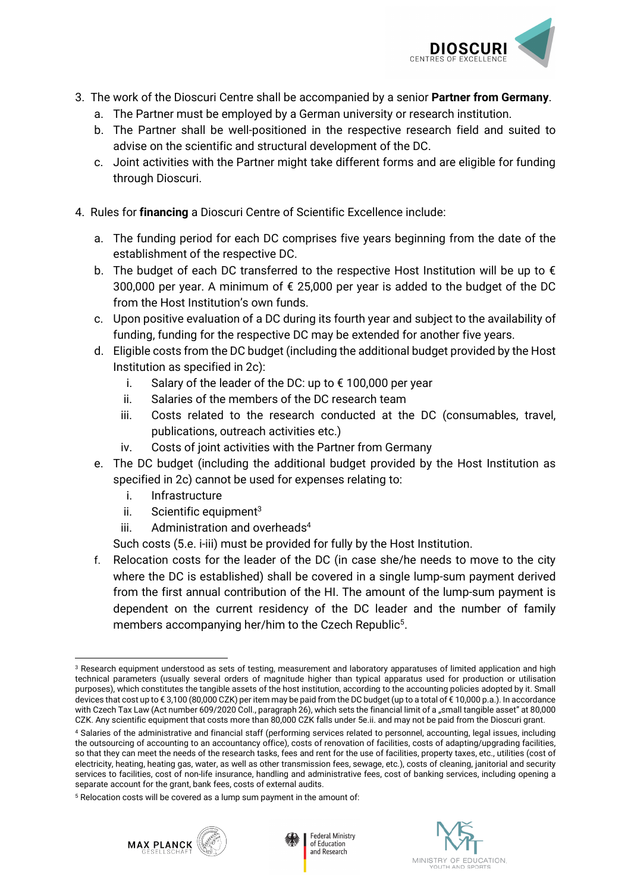3. The work of the Dioscuri Centre shall be accompanied by a senior **Partner from Germany**.
   a. The Partner must be employed by a German university or research institution.
   b. The Partner shall be well-positioned in the respective research field and suited to advise on the scientific and structural development of the DC.
   c. Joint activities with the Partner might take different forms and are eligible for funding through Dioscuri.

4. Rules for **financing** a Dioscuri Centre of Scientific Excellence include:

   a. The funding period for each DC comprises five years beginning from the date of the establishment of the respective DC.
   b. The budget of each DC transferred to the respective Host Institution will be up to € 300,000 per year. A minimum of € 25,000 per year is added to the budget of the DC from the Host Institution's own funds.
   c. Upon positive evaluation of a DC during its fourth year and subject to the availability of funding, funding for the respective DC may be extended for another five years.
   d. Eligible costs from the DC budget (including the additional budget provided by the Host Institution as specified in 2c):
      i. Salary of the leader of the DC: up to € 100,000 per year
      ii. Salaries of the members of the DC research team
      iii. Costs related to the research conducted at the DC (consumables, travel, publications, outreach activities etc.)
      iv. Costs of joint activities with the Partner from Germany
   e. The DC budget (including the additional budget provided by the Host Institution as specified in 2c) cannot be used for expenses relating to:
      i. Infrastructure
      ii. Scientific equipment[3]
      iii. Administration and overheads[4]

      Such costs (5.e. i-iii) must be provided for fully by the Host Institution.
   f. Relocation costs for the leader of the DC (in case she/he needs to move to the city where the DC is established) shall be covered in a single lump-sum payment derived from the first annual contribution of the HI. The amount of the lump-sum payment is dependent on the current residency of the DC leader and the number of family members accompanying her/him to the Czech Republic[5].

---

[3] Research equipment understood as sets of testing, measurement and laboratory apparatuses of limited application and high technical parameters (usually several orders of magnitude higher than typical apparatus used for production or utilisation purposes), which constitutes the tangible assets of the host institution, according to the accounting policies adopted by it. Small devices that cost up to € 3,100 (80,000 CZK) per item may be paid from the DC budget (up to a total of € 10,000 p.a.). In accordance with Czech Tax Law (Act number 609/2020 Coll., paragraph 26), which sets the financial limit of a „small tangible asset" at 80,000 CZK. Any scientific equipment that costs more than 80,000 CZK falls under 5e.ii. and may not be paid from the Dioscuri grant.

[4] Salaries of the administrative and financial staff (performing services related to personnel, accounting, legal issues, including the outsourcing of accounting to an accountancy office), costs of renovation of facilities, costs of adapting/upgrading facilities, so that they can meet the needs of the research tasks, fees and rent for the use of facilities, property taxes, etc., utilities (cost of electricity, heating, heating gas, water, as well as other transmission fees, sewage, etc.), costs of cleaning, janitorial and security services to facilities, cost of non-life insurance, handling and administrative fees, cost of banking services, including opening a separate account for the grant, bank fees, costs of external audits.

[5] Relocation costs will be covered as a lump sum payment in the amount of: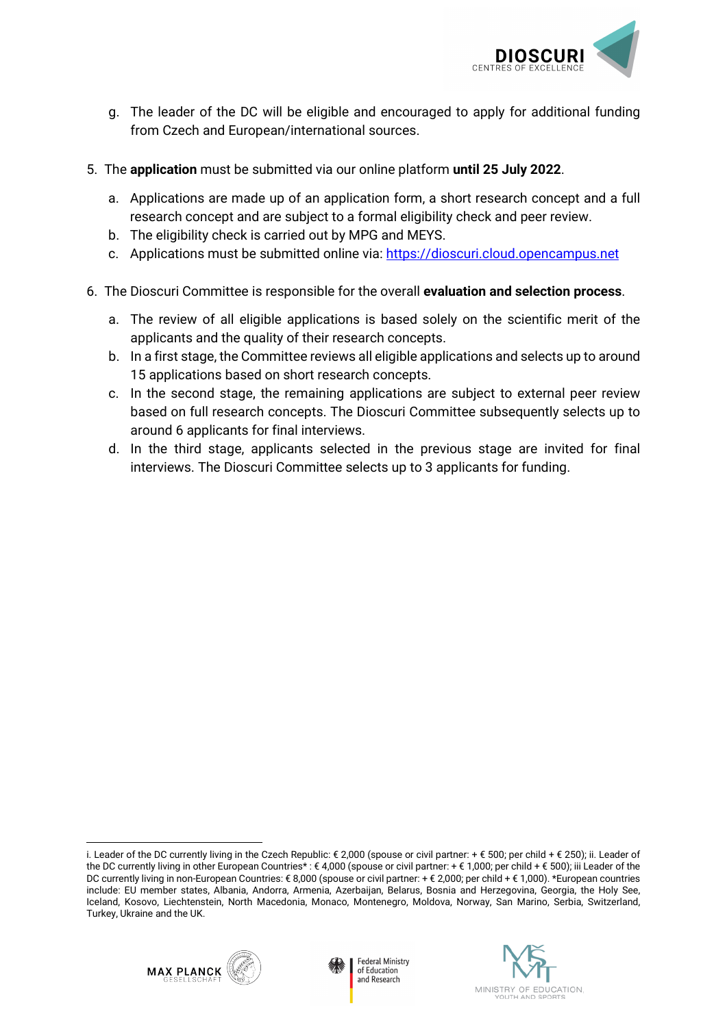g. The leader of the DC will be eligible and encouraged to apply for additional funding from Czech and European/international sources.

5. The **application** must be submitted via our online platform **until 25 July 2022**.

   a. Applications are made up of an application form, a short research concept and a full research concept and are subject to a formal eligibility check and peer review.
   b. The eligibility check is carried out by MPG and MEYS.
   c. Applications must be submitted online via: [https://dioscuri.cloud.opencampus.net](https://dioscuri.cloud.opencampus.net)

6. The Dioscuri Committee is responsible for the overall **evaluation and selection process**.

   a. The review of all eligible applications is based solely on the scientific merit of the applicants and the quality of their research concepts.
   b. In a first stage, the Committee reviews all eligible applications and selects up to around 15 applications based on short research concepts.
   c. In the second stage, the remaining applications are subject to external peer review based on full research concepts. The Dioscuri Committee subsequently selects up to around 6 applicants for final interviews.
   d. In the third stage, applicants selected in the previous stage are invited for final interviews. The Dioscuri Committee selects up to 3 applicants for funding.

---

i. Leader of the DC currently living in the Czech Republic: € 2,000 (spouse or civil partner: + € 500; per child + € 250); ii. Leader of the DC currently living in other European Countries* : € 4,000 (spouse or civil partner: + € 1,000; per child + € 500); iii Leader of the DC currently living in non-European Countries: € 8,000 (spouse or civil partner: + € 2,000; per child + € 1,000). *European countries include: EU member states, Albania, Andorra, Armenia, Azerbaijan, Belarus, Bosnia and Herzegovina, Georgia, the Holy See, Iceland, Kosovo, Liechtenstein, North Macedonia, Monaco, Montenegro, Moldova, Norway, San Marino, Serbia, Switzerland, Turkey, Ukraine and the UK.